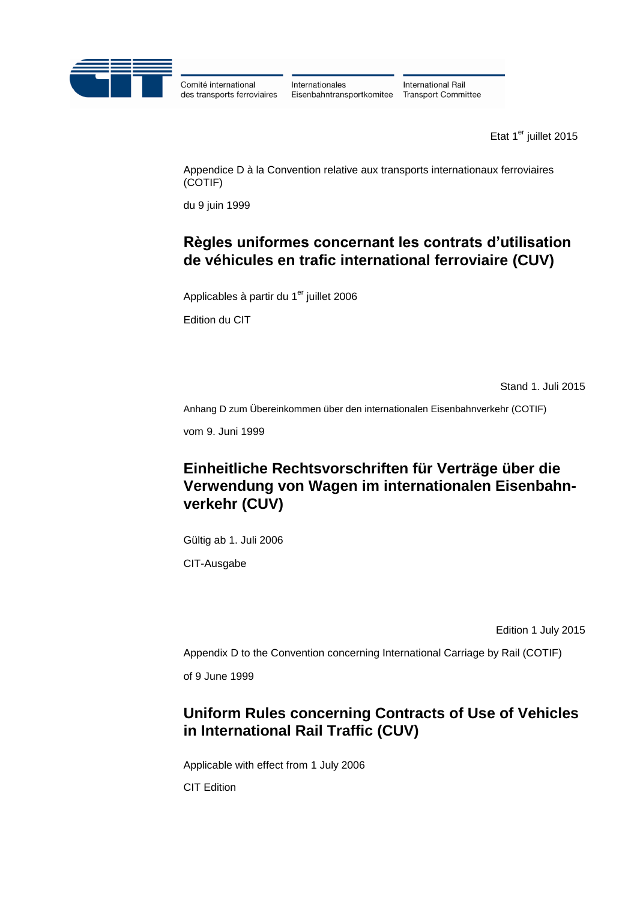Comité international des transports ferroviaires

Internationales Eisenbahntransportkomitee

International Rail Transport Committee

Etat 1er juillet 2015

Appendice D à la Convention relative aux transports internationaux ferroviaires (COTIF)

du 9 juin 1999

## Règles uniformes concernant les contrats d'utilisation de véhicules en trafic international ferroviaire (CUV)

Applicables à partir du 1er juillet 2006

Edition du CIT

Stand 1. Juli 2015

Anhang D zum Übereinkommen über den internationalen Eisenbahnverkehr (COTIF)

vom 9. Juni 1999

## Einheitliche Rechtsvorschriften für Verträge über die Verwendung von Wagen im internationalen Eisenbahn-verkehr (CUV)

Gültig ab 1. Juli 2006

CIT-Ausgabe

Edition 1 July 2015

Appendix D to the Convention concerning International Carriage by Rail (COTIF)

of 9 June 1999

## Uniform Rules concerning Contracts of Use of Vehicles in International Rail Traffic (CUV)

Applicable with effect from 1 July 2006

CIT Edition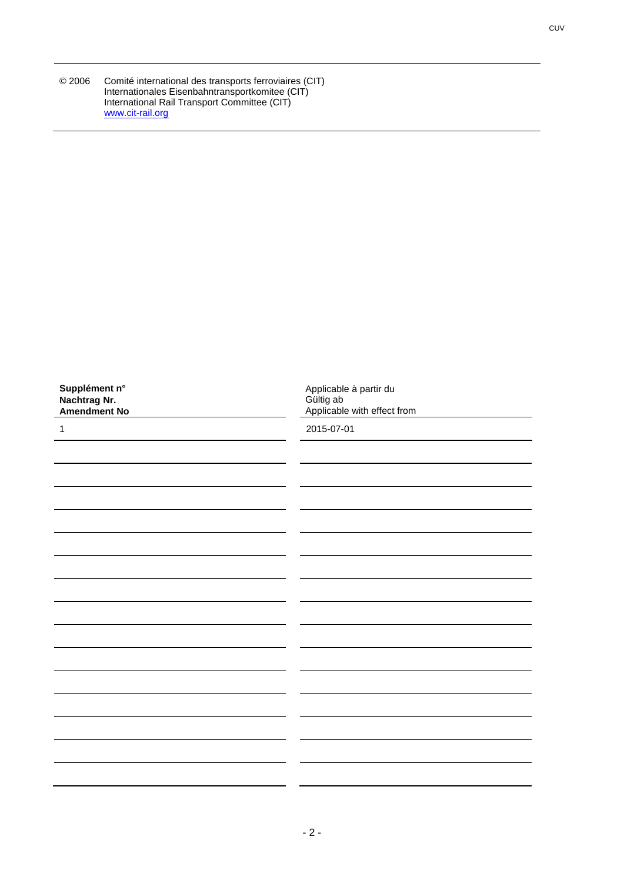© 2006 Comité international des transports ferroviaires (CIT)
Internationales Eisenbahntransportkomitee (CIT)
International Rail Transport Committee (CIT)
[www.cit-rail.org](http://www.cit-rail.org)

| **Supplément n°**<br>**Nachtrag Nr.**<br>**Amendment No** | Applicable à partir du<br>Gültig ab<br>Applicable with effect from |
|---|---|
| 1 | 2015-07-01 |
| | |
| | |
| | |
| | |
| | |
| | |
| | |
| | |
| | |
| | |
| | |
| | |
| | |
| | |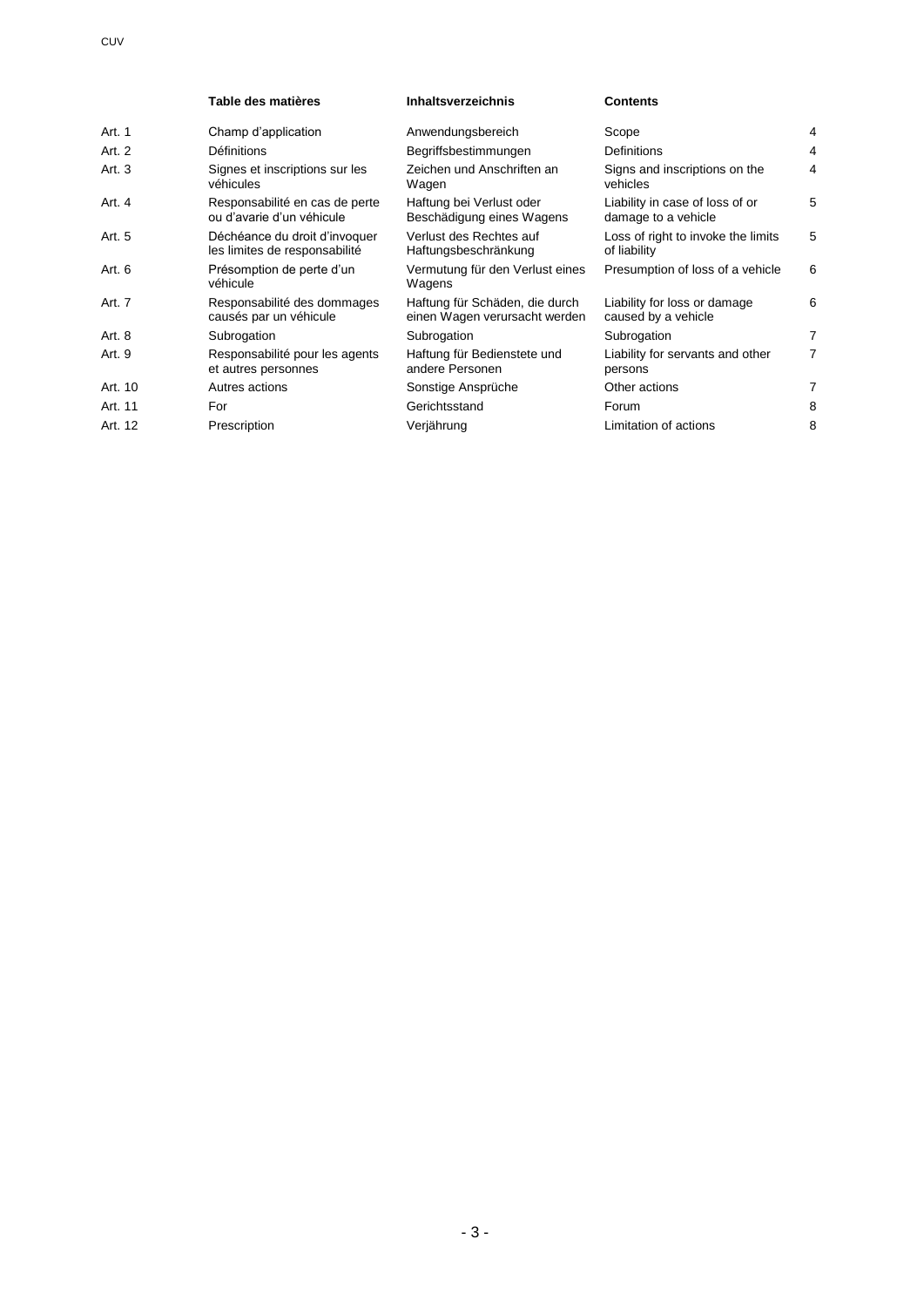| | Table des matières | Inhaltsverzeichnis | Contents | |
|---|---|---|---|---|
| Art. 1 | Champ d'application | Anwendungsbereich | Scope | 4 |
| Art. 2 | Définitions | Begriffsbestimmungen | Definitions | 4 |
| Art. 3 | Signes et inscriptions sur les véhicules | Zeichen und Anschriften an Wagen | Signs and inscriptions on the vehicles | 4 |
| Art. 4 | Responsabilité en cas de perte ou d'avarie d'un véhicule | Haftung bei Verlust oder Beschädigung eines Wagens | Liability in case of loss of or damage to a vehicle | 5 |
| Art. 5 | Déchéance du droit d'invoquer les limites de responsabilité | Verlust des Rechtes auf Haftungsbeschränkung | Loss of right to invoke the limits of liability | 5 |
| Art. 6 | Présomption de perte d'un véhicule | Vermutung für den Verlust eines Wagens | Presumption of loss of a vehicle | 6 |
| Art. 7 | Responsabilité des dommages causés par un véhicule | Haftung für Schäden, die durch einen Wagen verursacht werden | Liability for loss or damage caused by a vehicle | 6 |
| Art. 8 | Subrogation | Subrogation | Subrogation | 7 |
| Art. 9 | Responsabilité pour les agents et autres personnes | Haftung für Bedienstete und andere Personen | Liability for servants and other persons | 7 |
| Art. 10 | Autres actions | Sonstige Ansprüche | Other actions | 7 |
| Art. 11 | For | Gerichtsstand | Forum | 8 |
| Art. 12 | Prescription | Verjährung | Limitation of actions | 8 |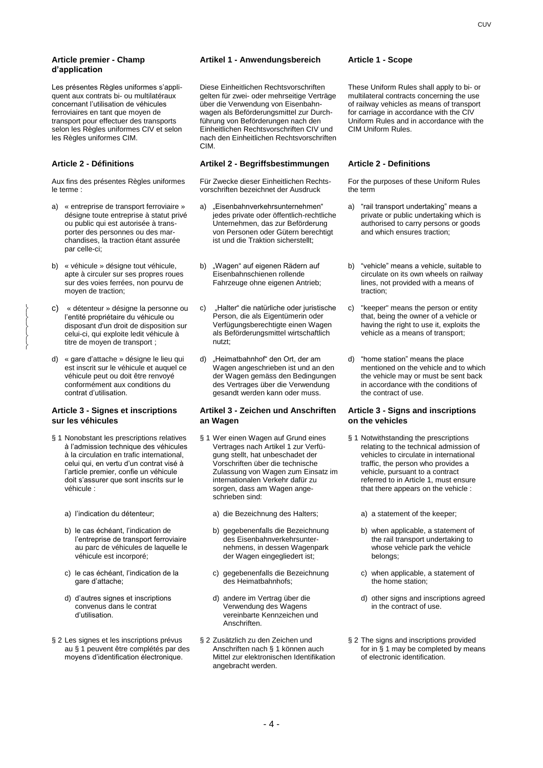### Article premier - Champ d'application

Les présentes Règles uniformes s'appliquent aux contrats bi- ou multilatéraux concernant l'utilisation de véhicules ferroviaires en tant que moyen de transport pour effectuer des transports selon les Règles uniformes CIV et selon les Règles uniformes CIM.

### Article 2 - Définitions

Aux fins des présentes Règles uniformes le terme :

a) « entreprise de transport ferroviaire » désigne toute entreprise à statut privé ou public qui est autorisée à transporter des personnes ou des marchandises, la traction étant assurée par celle-ci;

b) « véhicule » désigne tout véhicule, apte à circuler sur ses propres roues sur des voies ferrées, non pourvu de moyen de traction;

c) « détenteur » désigne la personne ou l'entité propriétaire du véhicule ou disposant d'un droit de disposition sur celui-ci, qui exploite ledit véhicule à titre de moyen de transport ;

d) « gare d'attache » désigne le lieu qui est inscrit sur le véhicule et auquel ce véhicule peut ou doit être renvoyé conformément aux conditions du contrat d'utilisation.

### Article 3 - Signes et inscriptions sur les véhicules

§ 1 Nonobstant les prescriptions relatives à l'admission technique des véhicules à la circulation en trafic international, celui qui, en vertu d'un contrat visé à l'article premier, confie un véhicule doit s'assurer que sont inscrits sur le véhicule :

a) l'indication du détenteur;

b) le cas échéant, l'indication de l'entreprise de transport ferroviaire au parc de véhicules de laquelle le véhicule est incorporé;

c) le cas échéant, l'indication de la gare d'attache;

d) d'autres signes et inscriptions convenus dans le contrat d'utilisation.

§ 2 Les signes et les inscriptions prévus au § 1 peuvent être complétés par des moyens d'identification électronique.

### Artikel 1 - Anwendungsbereich

Diese Einheitlichen Rechtsvorschriften gelten für zwei- oder mehrseitige Verträge über die Verwendung von Eisenbahnwagen als Beförderungsmittel zur Durchführung von Beförderungen nach den Einheitlichen Rechtsvorschriften CIV und nach den Einheitlichen Rechtsvorschriften CIM.

### Artikel 2 - Begriffsbestimmungen

Für Zwecke dieser Einheitlichen Rechtsvorschriften bezeichnet der Ausdruck

a) „Eisenbahnverkehrsunternehmen" jedes private oder öffentlich-rechtliche Unternehmen, das zur Beförderung von Personen oder Gütern berechtigt ist und die Traktion sicherstellt;

b) „Wagen" auf eigenen Rädern auf Eisenbahnschienen rollende Fahrzeuge ohne eigenen Antrieb;

c) „Halter" die natürliche oder juristische Person, die als Eigentümerin oder Verfügungsberechtigte einen Wagen als Beförderungsmittel wirtschaftlich nutzt;

d) „Heimatbahnhof" den Ort, der am Wagen angeschrieben ist und an den der Wagen gemäss den Bedingungen des Vertrages über die Verwendung gesandt werden kann oder muss.

### Artikel 3 - Zeichen und Anschriften an Wagen

§ 1 Wer einen Wagen auf Grund eines Vertrages nach Artikel 1 zur Verfügung stellt, hat unbeschadet der Vorschriften über die technische Zulassung von Wagen zum Einsatz im internationalen Verkehr dafür zu sorgen, dass am Wagen angeschrieben sind:

a) die Bezeichnung des Halters;

b) gegebenenfalls die Bezeichnung des Eisenbahnverkehrsunternehmens, in dessen Wagenpark der Wagen eingegliedert ist;

c) gegebenenfalls die Bezeichnung des Heimatbahnhofs;

d) andere im Vertrag über die Verwendung des Wagens vereinbarte Kennzeichen und Anschriften.

§ 2 Zusätzlich zu den Zeichen und Anschriften nach § 1 können auch Mittel zur elektronischen Identifikation angebracht werden.

### Article 1 - Scope

These Uniform Rules shall apply to bi- or multilateral contracts concerning the use of railway vehicles as means of transport for carriage in accordance with the CIV Uniform Rules and in accordance with the CIM Uniform Rules.

### Article 2 - Definitions

For the purposes of these Uniform Rules the term

a) "rail transport undertaking" means a private or public undertaking which is authorised to carry persons or goods and which ensures traction;

b) "vehicle" means a vehicle, suitable to circulate on its own wheels on railway lines, not provided with a means of traction;

c) "keeper" means the person or entity that, being the owner of a vehicle or having the right to use it, exploits the vehicle as a means of transport;

d) "home station" means the place mentioned on the vehicle and to which the vehicle may or must be sent back in accordance with the conditions of the contract of use.

### Article 3 - Signs and inscriptions on the vehicles

§ 1 Notwithstanding the prescriptions relating to the technical admission of vehicles to circulate in international traffic, the person who provides a vehicle, pursuant to a contract referred to in Article 1, must ensure that there appears on the vehicle :

a) a statement of the keeper;

b) when applicable, a statement of the rail transport undertaking to whose vehicle park the vehicle belongs;

c) when applicable, a statement of the home station;

d) other signs and inscriptions agreed in the contract of use.

§ 2 The signs and inscriptions provided for in § 1 may be completed by means of electronic identification.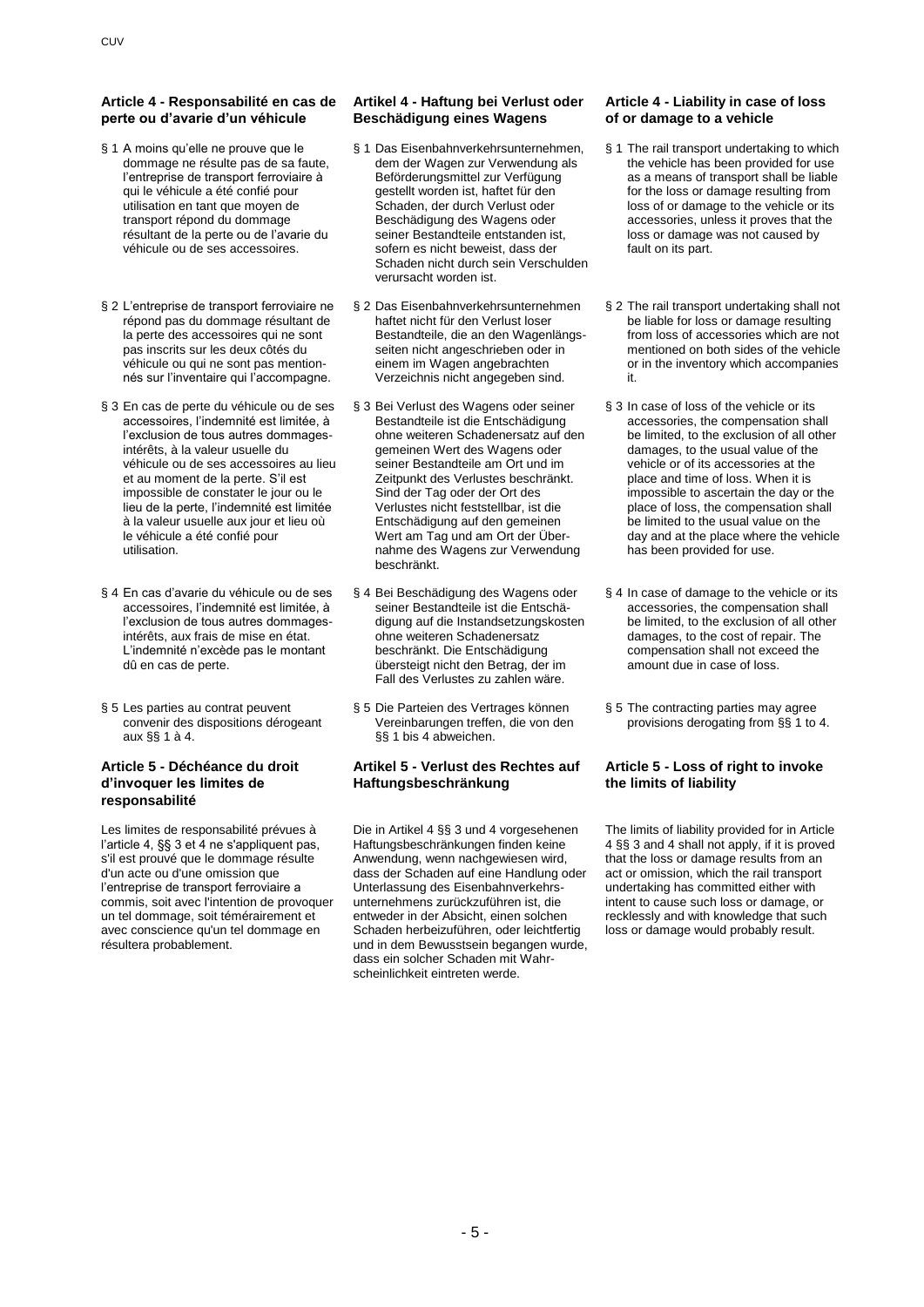### Article 4 - Responsabilité en cas de perte ou d'avarie d'un véhicule

§ 1 A moins qu'elle ne prouve que le dommage ne résulte pas de sa faute, l'entreprise de transport ferroviaire à qui le véhicule a été confié pour utilisation en tant que moyen de transport répond du dommage résultant de la perte ou de l'avarie du véhicule ou de ses accessoires.

§ 2 L'entreprise de transport ferroviaire ne répond pas du dommage résultant de la perte des accessoires qui ne sont pas inscrits sur les deux côtés du véhicule ou qui ne sont pas mentionnés sur l'inventaire qui l'accompagne.

§ 3 En cas de perte du véhicule ou de ses accessoires, l'indemnité est limitée, à l'exclusion de tous autres dommages-intérêts, à la valeur usuelle du véhicule ou de ses accessoires au lieu et au moment de la perte. S'il est impossible de constater le jour ou le lieu de la perte, l'indemnité est limitée à la valeur usuelle aux jour et lieu où le véhicule a été confié pour utilisation.

§ 4 En cas d'avarie du véhicule ou de ses accessoires, l'indemnité est limitée, à l'exclusion de tous autres dommages-intérêts, aux frais de mise en état. L'indemnité n'excède pas le montant dû en cas de perte.

§ 5 Les parties au contrat peuvent convenir des dispositions dérogeant aux §§ 1 à 4.

### Article 5 - Déchéance du droit d'invoquer les limites de responsabilité

Les limites de responsabilité prévues à l'article 4, §§ 3 et 4 ne s'appliquent pas, s'il est prouvé que le dommage résulte d'un acte ou d'une omission que l'entreprise de transport ferroviaire a commis, soit avec l'intention de provoquer un tel dommage, soit témérairement et avec conscience qu'un tel dommage en résultera probablement.

### Artikel 4 - Haftung bei Verlust oder Beschädigung eines Wagens

§ 1 Das Eisenbahnverkehrsunternehmen, dem der Wagen zur Verwendung als Beförderungsmittel zur Verfügung gestellt worden ist, haftet für den Schaden, der durch Verlust oder Beschädigung des Wagens oder seiner Bestandteile entstanden ist, sofern es nicht beweist, dass der Schaden nicht durch sein Verschulden verursacht worden ist.

§ 2 Das Eisenbahnverkehrsunternehmen haftet nicht für den Verlust loser Bestandteile, die an den Wagenlängsseiten nicht angeschrieben oder in einem im Wagen angebrachten Verzeichnis nicht angegeben sind.

§ 3 Bei Verlust des Wagens oder seiner Bestandteile ist die Entschädigung ohne weiteren Schadenersatz auf den gemeinen Wert des Wagens oder seiner Bestandteile am Ort und im Zeitpunkt des Verlustes beschränkt. Sind der Tag oder der Ort des Verlustes nicht feststellbar, ist die Entschädigung auf den gemeinen Wert am Tag und am Ort der Übernahme des Wagens zur Verwendung beschränkt.

§ 4 Bei Beschädigung des Wagens oder seiner Bestandteile ist die Entschädigung auf die Instandsetzungskosten ohne weiteren Schadenersatz beschränkt. Die Entschädigung übersteigt nicht den Betrag, der im Fall des Verlustes zu zahlen wäre.

§ 5 Die Parteien des Vertrages können Vereinbarungen treffen, die von den §§ 1 bis 4 abweichen.

### Artikel 5 - Verlust des Rechtes auf Haftungsbeschränkung

Die in Artikel 4 §§ 3 und 4 vorgesehenen Haftungsbeschränkungen finden keine Anwendung, wenn nachgewiesen wird, dass der Schaden auf eine Handlung oder Unterlassung des Eisenbahnverkehrsunternehmens zurückzuführen ist, die entweder in der Absicht, einen solchen Schaden herbeizuführen, oder leichtfertig und in dem Bewusstsein begangen wurde, dass ein solcher Schaden mit Wahrscheinlichkeit eintreten werde.

### Article 4 - Liability in case of loss of or damage to a vehicle

§ 1 The rail transport undertaking to which the vehicle has been provided for use as a means of transport shall be liable for the loss or damage resulting from loss of or damage to the vehicle or its accessories, unless it proves that the loss or damage was not caused by fault on its part.

§ 2 The rail transport undertaking shall not be liable for loss or damage resulting from loss of accessories which are not mentioned on both sides of the vehicle or in the inventory which accompanies it.

§ 3 In case of loss of the vehicle or its accessories, the compensation shall be limited, to the exclusion of all other damages, to the usual value of the vehicle or of its accessories at the place and time of loss. When it is impossible to ascertain the day or the place of loss, the compensation shall be limited to the usual value on the day and at the place where the vehicle has been provided for use.

§ 4 In case of damage to the vehicle or its accessories, the compensation shall be limited, to the exclusion of all other damages, to the cost of repair. The compensation shall not exceed the amount due in case of loss.

§ 5 The contracting parties may agree provisions derogating from §§ 1 to 4.

### Article 5 - Loss of right to invoke the limits of liability

The limits of liability provided for in Article 4 §§ 3 and 4 shall not apply, if it is proved that the loss or damage results from an act or omission, which the rail transport undertaking has committed either with intent to cause such loss or damage, or recklessly and with knowledge that such loss or damage would probably result.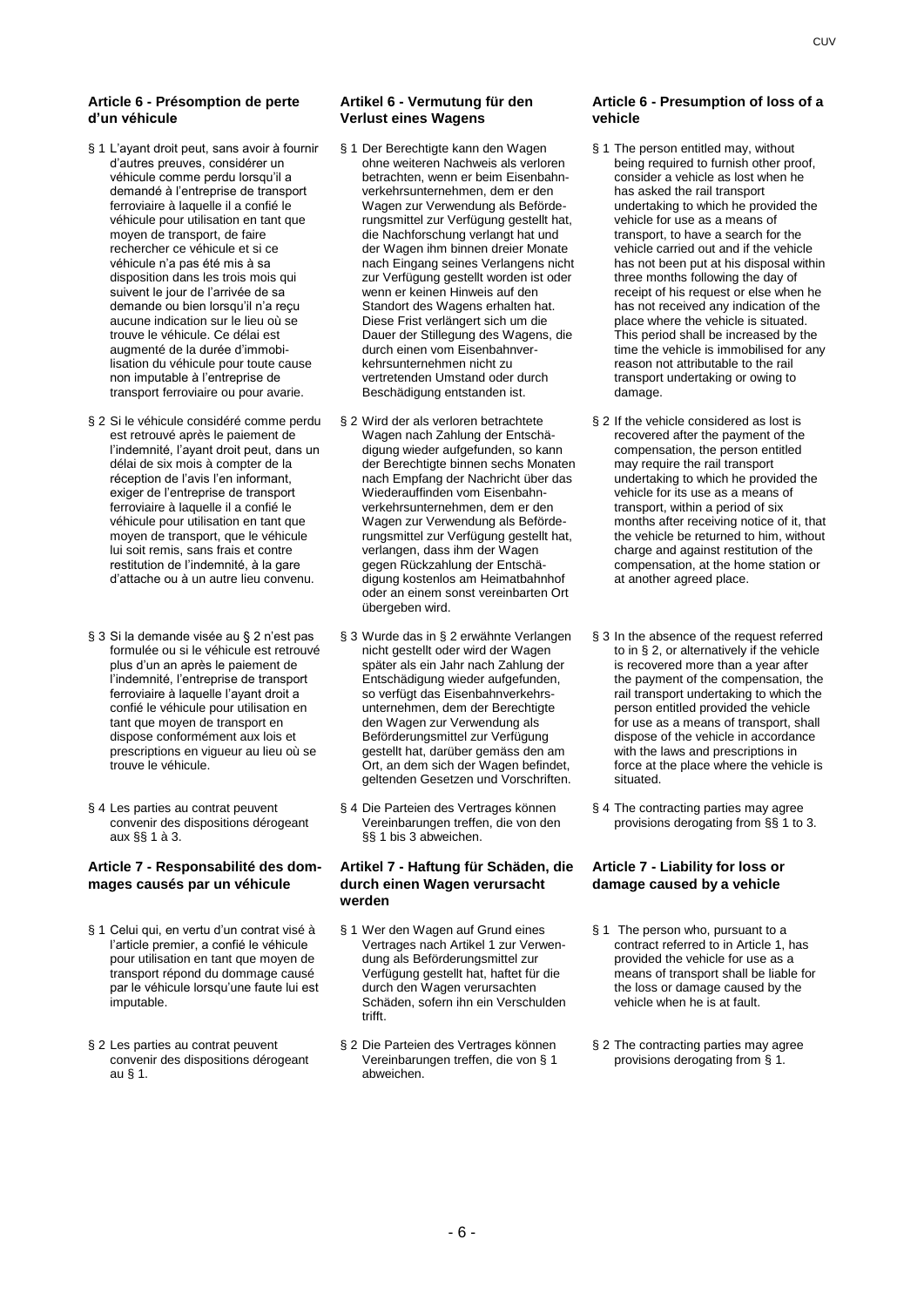### Article 6 - Présomption de perte d'un véhicule

§ 1 L'ayant droit peut, sans avoir à fournir d'autres preuves, considérer un véhicule comme perdu lorsqu'il a demandé à l'entreprise de transport ferroviaire à laquelle il a confié le véhicule pour utilisation en tant que moyen de transport, de faire rechercher ce véhicule et si ce véhicule n'a pas été mis à sa disposition dans les trois mois qui suivent le jour de l'arrivée de sa demande ou bien lorsqu'il n'a reçu aucune indication sur le lieu où se trouve le véhicule. Ce délai est augmenté de la durée d'immobilisation du véhicule pour toute cause non imputable à l'entreprise de transport ferroviaire ou pour avarie.

§ 2 Si le véhicule considéré comme perdu est retrouvé après le paiement de l'indemnité, l'ayant droit peut, dans un délai de six mois à compter de la réception de l'avis l'en informant, exiger de l'entreprise de transport ferroviaire à laquelle il a confié le véhicule pour utilisation en tant que moyen de transport, que le véhicule lui soit remis, sans frais et contre restitution de l'indemnité, à la gare d'attache ou à un autre lieu convenu.

§ 3 Si la demande visée au § 2 n'est pas formulée ou si le véhicule est retrouvé plus d'un an après le paiement de l'indemnité, l'entreprise de transport ferroviaire à laquelle l'ayant droit a confié le véhicule pour utilisation en tant que moyen de transport en dispose conformément aux lois et prescriptions en vigueur au lieu où se trouve le véhicule.

§ 4 Les parties au contrat peuvent convenir des dispositions dérogeant aux §§ 1 à 3.

### Article 7 - Responsabilité des dommages causés par un véhicule

§ 1 Celui qui, en vertu d'un contrat visé à l'article premier, a confié le véhicule pour utilisation en tant que moyen de transport répond du dommage causé par le véhicule lorsqu'une faute lui est imputable.

§ 2 Les parties au contrat peuvent convenir des dispositions dérogeant au § 1.

### Artikel 6 - Vermutung für den Verlust eines Wagens

§ 1 Der Berechtigte kann den Wagen ohne weiteren Nachweis als verloren betrachten, wenn er beim Eisenbahnverkehrsunternehmen, dem er den Wagen zur Verwendung als Beförderungsmittel zur Verfügung gestellt hat, die Nachforschung verlangt hat und der Wagen ihm binnen dreier Monate nach Eingang seines Verlangens nicht zur Verfügung gestellt worden ist oder wenn er keinen Hinweis auf den Standort des Wagens erhalten hat. Diese Frist verlängert sich um die Dauer der Stillegung des Wagens, die durch einen vom Eisenbahnverkehrsunternehmen nicht zu vertretenden Umstand oder durch Beschädigung entstanden ist.

§ 2 Wird der als verloren betrachtete Wagen nach Zahlung der Entschädigung wieder aufgefunden, so kann der Berechtigte binnen sechs Monaten nach Empfang der Nachricht über das Wiederauffinden vom Eisenbahnverkehrsunternehmen, dem er den Wagen zur Verwendung als Beförderungsmittel zur Verfügung gestellt hat, verlangen, dass ihm der Wagen gegen Rückzahlung der Entschädigung kostenlos am Heimatbahnhof oder an einem sonst vereinbarten Ort übergeben wird.

§ 3 Wurde das in § 2 erwähnte Verlangen nicht gestellt oder wird der Wagen später als ein Jahr nach Zahlung der Entschädigung wieder aufgefunden, so verfügt das Eisenbahnverkehrsunternehmen, dem der Berechtigte den Wagen zur Verwendung als Beförderungsmittel zur Verfügung gestellt hat, darüber gemäss den am Ort, an dem sich der Wagen befindet, geltenden Gesetzen und Vorschriften.

§ 4 Die Parteien des Vertrages können Vereinbarungen treffen, die von den §§ 1 bis 3 abweichen.

### Artikel 7 - Haftung für Schäden, die durch einen Wagen verursacht werden

§ 1 Wer den Wagen auf Grund eines Vertrages nach Artikel 1 zur Verwendung als Beförderungsmittel zur Verfügung gestellt hat, haftet für die durch den Wagen verursachten Schäden, sofern ihn ein Verschulden trifft.

§ 2 Die Parteien des Vertrages können Vereinbarungen treffen, die von § 1 abweichen.

### Article 6 - Presumption of loss of a vehicle

§ 1 The person entitled may, without being required to furnish other proof, consider a vehicle as lost when he has asked the rail transport undertaking to which he provided the vehicle for use as a means of transport, to have a search for the vehicle carried out and if the vehicle has not been put at his disposal within three months following the day of receipt of his request or else when he has not received any indication of the place where the vehicle is situated. This period shall be increased by the time the vehicle is immobilised for any reason not attributable to the rail transport undertaking or owing to damage.

§ 2 If the vehicle considered as lost is recovered after the payment of the compensation, the person entitled may require the rail transport undertaking to which he provided the vehicle for its use as a means of transport, within a period of six months after receiving notice of it, that the vehicle be returned to him, without charge and against restitution of the compensation, at the home station or at another agreed place.

§ 3 In the absence of the request referred to in § 2, or alternatively if the vehicle is recovered more than a year after the payment of the compensation, the rail transport undertaking to which the person entitled provided the vehicle for use as a means of transport, shall dispose of the vehicle in accordance with the laws and prescriptions in force at the place where the vehicle is situated.

§ 4 The contracting parties may agree provisions derogating from §§ 1 to 3.

### Article 7 - Liability for loss or damage caused by a vehicle

§ 1 The person who, pursuant to a contract referred to in Article 1, has provided the vehicle for use as a means of transport shall be liable for the loss or damage caused by the vehicle when he is at fault.

§ 2 The contracting parties may agree provisions derogating from § 1.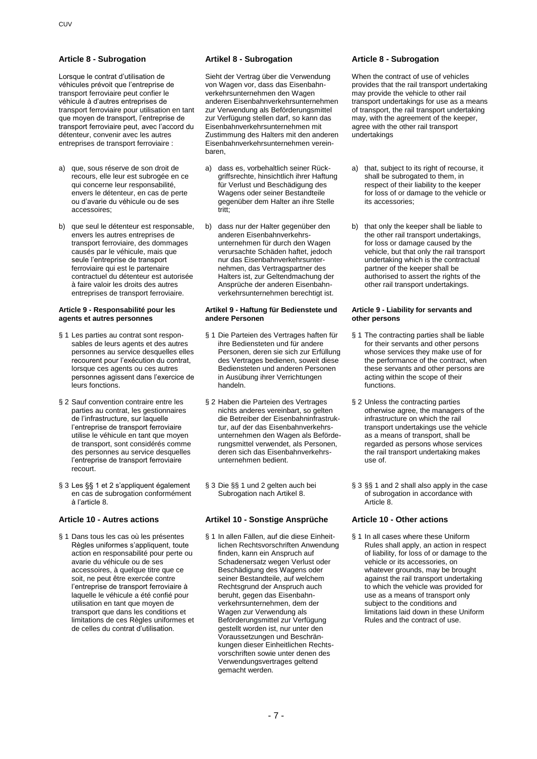## Article 8 - Subrogation

Lorsque le contrat d'utilisation de véhicules prévoit que l'entreprise de transport ferroviaire peut confier le véhicule à d'autres entreprises de transport ferroviaire pour utilisation en tant que moyen de transport, l'entreprise de transport ferroviaire peut, avec l'accord du détenteur, convenir avec les autres entreprises de transport ferroviaire :

a) que, sous réserve de son droit de recours, elle leur est subrogée en ce qui concerne leur responsabilité, envers le détenteur, en cas de perte ou d'avarie du véhicule ou de ses accessoires;

b) que seul le détenteur est responsable, envers les autres entreprises de transport ferroviaire, des dommages causés par le véhicule, mais que seule l'entreprise de transport ferroviaire qui est le partenaire contractuel du détenteur est autorisée à faire valoir les droits des autres entreprises de transport ferroviaire.

## Article 9 - Responsabilité pour les agents et autres personnes

§ 1 Les parties au contrat sont responsables de leurs agents et des autres personnes au service desquelles elles recourent pour l'exécution du contrat, lorsque ces agents ou ces autres personnes agissent dans l'exercice de leurs fonctions.

§ 2 Sauf convention contraire entre les parties au contrat, les gestionnaires de l'infrastructure, sur laquelle l'entreprise de transport ferroviaire utilise le véhicule en tant que moyen de transport, sont considérés comme des personnes au service desquelles l'entreprise de transport ferroviaire recourt.

§ 3 Les §§ 1 et 2 s'appliquent également en cas de subrogation conformément à l'article 8.

## Article 10 - Autres actions

§ 1 Dans tous les cas où les présentes Règles uniformes s'appliquent, toute action en responsabilité pour perte ou avarie du véhicule ou de ses accessoires, à quelque titre que ce soit, ne peut être exercée contre l'entreprise de transport ferroviaire à laquelle le véhicule a été confié pour utilisation en tant que moyen de transport que dans les conditions et limitations de ces Règles uniformes et de celles du contrat d'utilisation.

## Artikel 8 - Subrogation

Sieht der Vertrag über die Verwendung von Wagen vor, dass das Eisenbahnverkehrsunternehmen den Wagen anderen Eisenbahnverkehrsunternehmen zur Verwendung als Beförderungsmittel zur Verfügung stellen darf, so kann das Eisenbahnverkehrsunternehmen mit Zustimmung des Halters mit den anderen Eisenbahnverkehrsunternehmen vereinbaren,

a) dass es, vorbehaltlich seiner Rückgriffsrechte, hinsichtlich ihrer Haftung für Verlust und Beschädigung des Wagens oder seiner Bestandteile gegenüber dem Halter an ihre Stelle tritt;

b) dass nur der Halter gegenüber den anderen Eisenbahnverkehrsunternehmen für durch den Wagen verursachte Schäden haftet, jedoch nur das Eisenbahnverkehrsunternehmen, das Vertragspartner des Halters ist, zur Geltendmachung der Ansprüche der anderen Eisenbahnverkehrsunternehmen berechtigt ist.

## Artikel 9 - Haftung für Bedienstete und andere Personen

§ 1 Die Parteien des Vertrages haften für ihre Bediensteten und für andere Personen, deren sie sich zur Erfüllung des Vertrages bedienen, soweit diese Bediensteten und anderen Personen in Ausübung ihrer Verrichtungen handeln.

§ 2 Haben die Parteien des Vertrages nichts anderes vereinbart, so gelten die Betreiber der Eisenbahninfrastruktur, auf der das Eisenbahnverkehrsunternehmen den Wagen als Beförderungsmittel verwendet, als Personen, deren sich das Eisenbahnverkehrsunternehmen bedient.

§ 3 Die §§ 1 und 2 gelten auch bei Subrogation nach Artikel 8.

## Artikel 10 - Sonstige Ansprüche

§ 1 In allen Fällen, auf die diese Einheitlichen Rechtsvorschriften Anwendung finden, kann ein Anspruch auf Schadenersatz wegen Verlust oder Beschädigung des Wagens oder seiner Bestandteile, auf welchem Rechtsgrund der Anspruch auch beruht, gegen das Eisenbahnverkehrsunternehmen, dem der Wagen zur Verwendung als Beförderungsmittel zur Verfügung gestellt worden ist, nur unter den Voraussetzungen und Beschränkungen dieser Einheitlichen Rechtsvorschriften sowie unter denen des Verwendungsvertrages geltend gemacht werden.

## Article 8 - Subrogation

When the contract of use of vehicles provides that the rail transport undertaking may provide the vehicle to other rail transport undertakings for use as a means of transport, the rail transport undertaking may, with the agreement of the keeper, agree with the other rail transport undertakings

a) that, subject to its right of recourse, it shall be subrogated to them, in respect of their liability to the keeper for loss of or damage to the vehicle or its accessories;

b) that only the keeper shall be liable to the other rail transport undertakings, for loss or damage caused by the vehicle, but that only the rail transport undertaking which is the contractual partner of the keeper shall be authorised to assert the rights of the other rail transport undertakings.

## Article 9 - Liability for servants and other persons

§ 1 The contracting parties shall be liable for their servants and other persons whose services they make use of for the performance of the contract, when these servants and other persons are acting within the scope of their functions.

§ 2 Unless the contracting parties otherwise agree, the managers of the infrastructure on which the rail transport undertakings use the vehicle as a means of transport, shall be regarded as persons whose services the rail transport undertaking makes use of.

§ 3 §§ 1 and 2 shall also apply in the case of subrogation in accordance with Article 8.

## Article 10 - Other actions

§ 1 In all cases where these Uniform Rules shall apply, an action in respect of liability, for loss of or damage to the vehicle or its accessories, on whatever grounds, may be brought against the rail transport undertaking to which the vehicle was provided for use as a means of transport only subject to the conditions and limitations laid down in these Uniform Rules and the contract of use.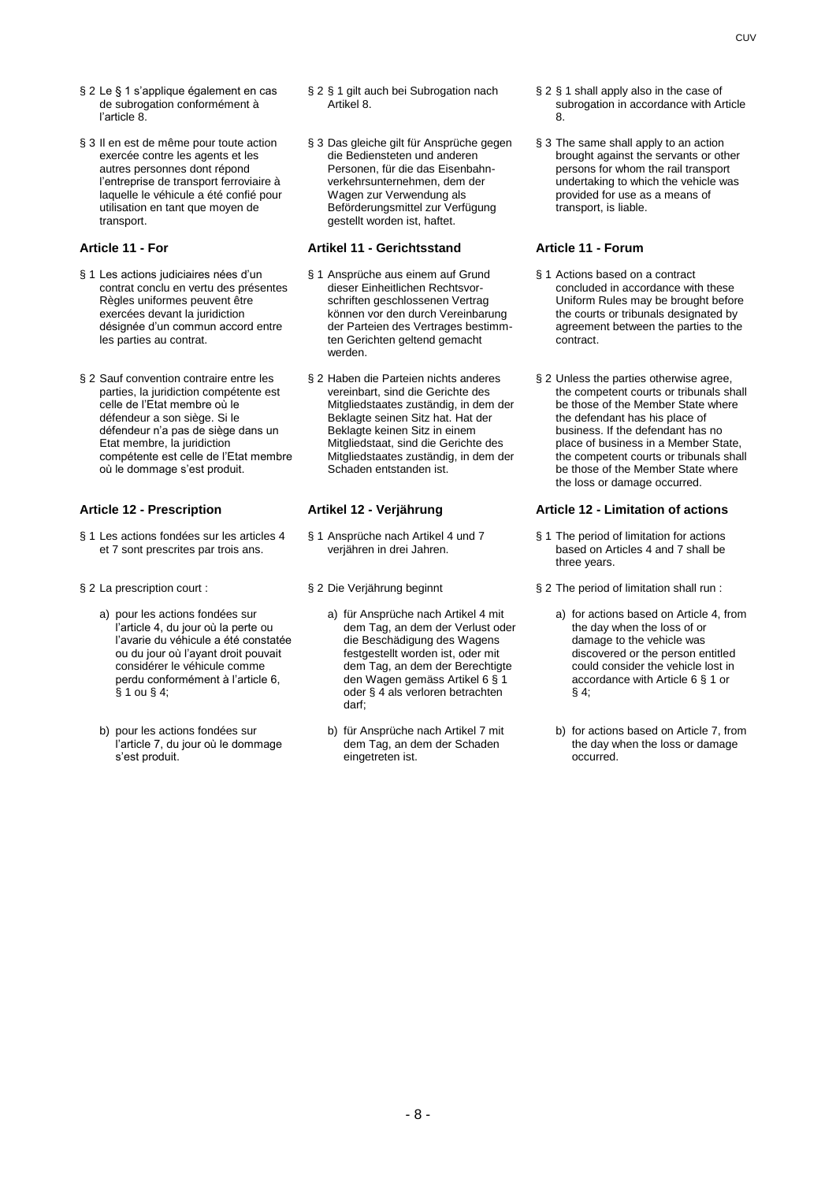§ 2 Le § 1 s'applique également en cas de subrogation conformément à l'article 8.

§ 3 Il en est de même pour toute action exercée contre les agents et les autres personnes dont répond l'entreprise de transport ferroviaire à laquelle le véhicule a été confié pour utilisation en tant que moyen de transport.

### Article 11 - For

§ 1 Les actions judiciaires nées d'un contrat conclu en vertu des présentes Règles uniformes peuvent être exercées devant la juridiction désignée d'un commun accord entre les parties au contrat.

§ 2 Sauf convention contraire entre les parties, la juridiction compétente est celle de l'Etat membre où le défendeur a son siège. Si le défendeur n'a pas de siège dans un Etat membre, la juridiction compétente est celle de l'Etat membre où le dommage s'est produit.

### Article 12 - Prescription

§ 1 Les actions fondées sur les articles 4 et 7 sont prescrites par trois ans.

§ 2 La prescription court :

a) pour les actions fondées sur l'article 4, du jour où la perte ou l'avarie du véhicule a été constatée ou du jour où l'ayant droit pouvait considérer le véhicule comme perdu conformément à l'article 6, § 1 ou § 4;

b) pour les actions fondées sur l'article 7, du jour où le dommage s'est produit.

§ 2 § 1 gilt auch bei Subrogation nach Artikel 8.

§ 3 Das gleiche gilt für Ansprüche gegen die Bediensteten und anderen Personen, für die das Eisenbahnverkehrsunternehmen, dem der Wagen zur Verwendung als Beförderungsmittel zur Verfügung gestellt worden ist, haftet.

### Artikel 11 - Gerichtsstand

§ 1 Ansprüche aus einem auf Grund dieser Einheitlichen Rechtsvorschriften geschlossenen Vertrag können vor den durch Vereinbarung der Parteien des Vertrages bestimmten Gerichten geltend gemacht werden.

§ 2 Haben die Parteien nichts anderes vereinbart, sind die Gerichte des Mitgliedstaates zuständig, in dem der Beklagte seinen Sitz hat. Hat der Beklagte keinen Sitz in einem Mitgliedstaat, sind die Gerichte des Mitgliedstaates zuständig, in dem der Schaden entstanden ist.

### Artikel 12 - Verjährung

§ 1 Ansprüche nach Artikel 4 und 7 verjähren in drei Jahren.

§ 2 Die Verjährung beginnt

a) für Ansprüche nach Artikel 4 mit dem Tag, an dem der Verlust oder die Beschädigung des Wagens festgestellt worden ist, oder mit dem Tag, an dem der Berechtigte den Wagen gemäss Artikel 6 § 1 oder § 4 als verloren betrachten darf;

b) für Ansprüche nach Artikel 7 mit dem Tag, an dem der Schaden eingetreten ist.

§ 2 § 1 shall apply also in the case of subrogation in accordance with Article 8.

§ 3 The same shall apply to an action brought against the servants or other persons for whom the rail transport undertaking to which the vehicle was provided for use as a means of transport, is liable.

### Article 11 - Forum

§ 1 Actions based on a contract concluded in accordance with these Uniform Rules may be brought before the courts or tribunals designated by agreement between the parties to the contract.

§ 2 Unless the parties otherwise agree, the competent courts or tribunals shall be those of the Member State where the defendant has his place of business. If the defendant has no place of business in a Member State, the competent courts or tribunals shall be those of the Member State where the loss or damage occurred.

### Article 12 - Limitation of actions

§ 1 The period of limitation for actions based on Articles 4 and 7 shall be three years.

§ 2 The period of limitation shall run :

a) for actions based on Article 4, from the day when the loss of or damage to the vehicle was discovered or the person entitled could consider the vehicle lost in accordance with Article 6 § 1 or § 4;

b) for actions based on Article 7, from the day when the loss or damage occurred.